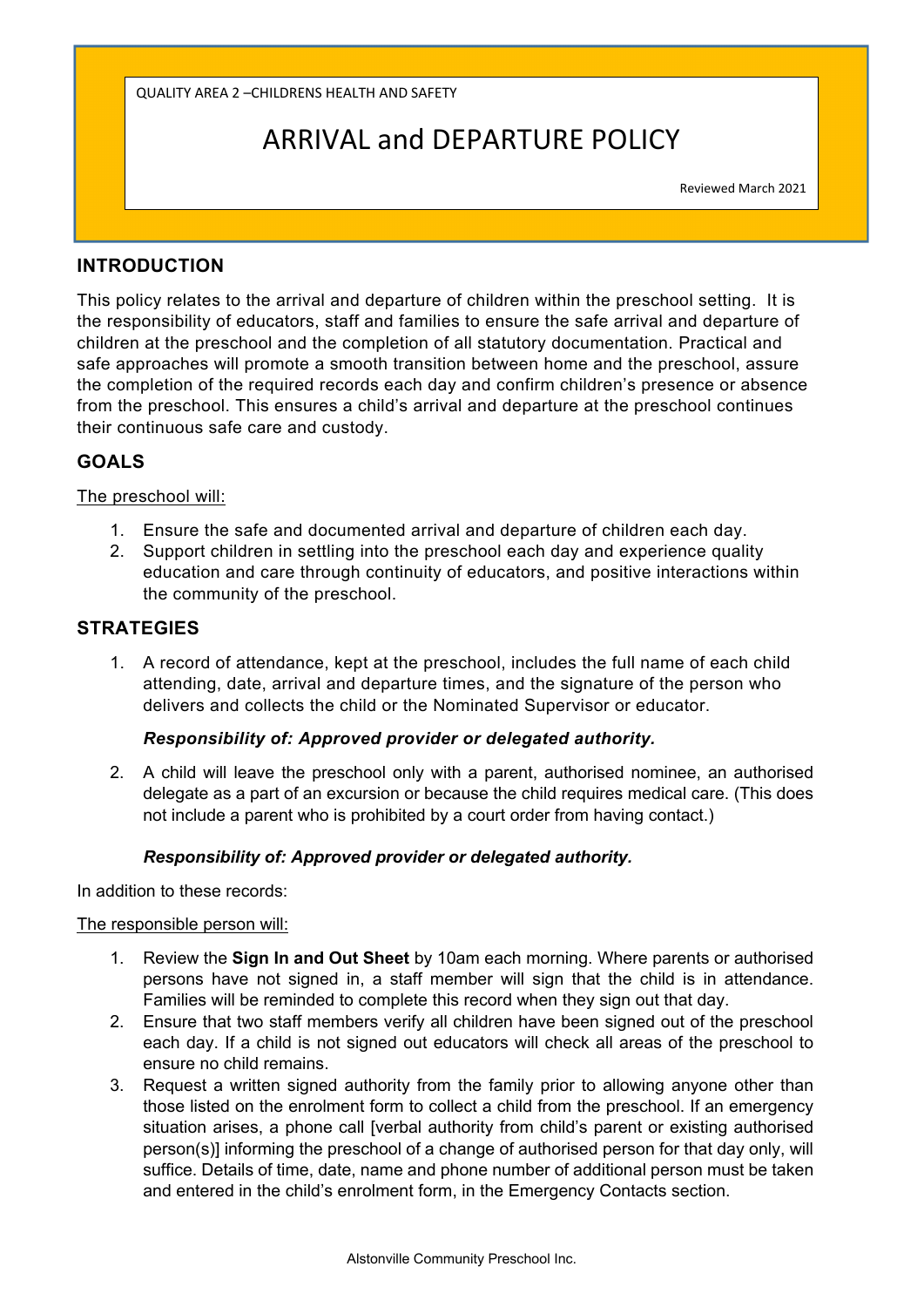QUALITY AREA 2 –CHILDRENS HEALTH AND SAFETY

# ARRIVAL and DEPARTURE POLICY

Reviewed March 2021

## INTRODUCTION

This policy relates to the arrival and departure of children within the preschool setting. It is the responsibility of educators, staff and families to ensure the safe arrival and departure of children at the preschool and the completion of all statutory documentation. Practical and safe approaches will promote a smooth transition between home and the preschool, assure the completion of the required records each day and confirm children's presence or absence from the preschool. This ensures a child's arrival and departure at the preschool continues their continuous safe care and custody.

## GOALS

The preschool will:

1. Ensure the safe and documented arrival and departure of children each day.
2. Support children in settling into the preschool each day and experience quality education and care through continuity of educators, and positive interactions within the community of the preschool.

## STRATEGIES

1. A record of attendance, kept at the preschool, includes the full name of each child attending, date, arrival and departure times, and the signature of the person who delivers and collects the child or the Nominated Supervisor or educator.

   ***Responsibility of: Approved provider or delegated authority.***

2. A child will leave the preschool only with a parent, authorised nominee, an authorised delegate as a part of an excursion or because the child requires medical care. (This does not include a parent who is prohibited by a court order from having contact.)

   ***Responsibility of: Approved provider or delegated authority.***

In addition to these records:

The responsible person will:

1. Review the **Sign In and Out Sheet** by 10am each morning. Where parents or authorised persons have not signed in, a staff member will sign that the child is in attendance. Families will be reminded to complete this record when they sign out that day.
2. Ensure that two staff members verify all children have been signed out of the preschool each day. If a child is not signed out educators will check all areas of the preschool to ensure no child remains.
3. Request a written signed authority from the family prior to allowing anyone other than those listed on the enrolment form to collect a child from the preschool. If an emergency situation arises, a phone call [verbal authority from child's parent or existing authorised person(s)] informing the preschool of a change of authorised person for that day only, will suffice. Details of time, date, name and phone number of additional person must be taken and entered in the child's enrolment form, in the Emergency Contacts section.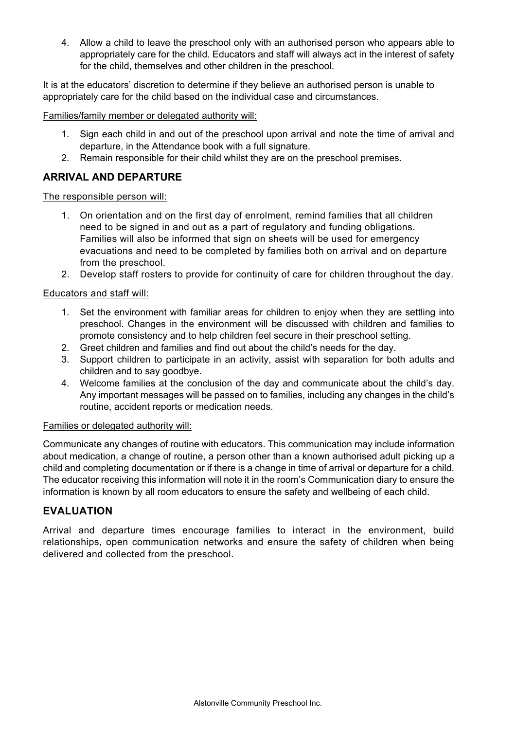4. Allow a child to leave the preschool only with an authorised person who appears able to appropriately care for the child. Educators and staff will always act in the interest of safety for the child, themselves and other children in the preschool.

It is at the educators' discretion to determine if they believe an authorised person is unable to appropriately care for the child based on the individual case and circumstances.

Families/family member or delegated authority will:

1. Sign each child in and out of the preschool upon arrival and note the time of arrival and departure, in the Attendance book with a full signature.
2. Remain responsible for their child whilst they are on the preschool premises.

## ARRIVAL AND DEPARTURE

The responsible person will:

1. On orientation and on the first day of enrolment, remind families that all children need to be signed in and out as a part of regulatory and funding obligations. Families will also be informed that sign on sheets will be used for emergency evacuations and need to be completed by families both on arrival and on departure from the preschool.
2. Develop staff rosters to provide for continuity of care for children throughout the day.

Educators and staff will:

1. Set the environment with familiar areas for children to enjoy when they are settling into preschool. Changes in the environment will be discussed with children and families to promote consistency and to help children feel secure in their preschool setting.
2. Greet children and families and find out about the child's needs for the day.
3. Support children to participate in an activity, assist with separation for both adults and children and to say goodbye.
4. Welcome families at the conclusion of the day and communicate about the child's day. Any important messages will be passed on to families, including any changes in the child's routine, accident reports or medication needs.

Families or delegated authority will:

Communicate any changes of routine with educators. This communication may include information about medication, a change of routine, a person other than a known authorised adult picking up a child and completing documentation or if there is a change in time of arrival or departure for a child. The educator receiving this information will note it in the room's Communication diary to ensure the information is known by all room educators to ensure the safety and wellbeing of each child.

## EVALUATION

Arrival and departure times encourage families to interact in the environment, build relationships, open communication networks and ensure the safety of children when being delivered and collected from the preschool.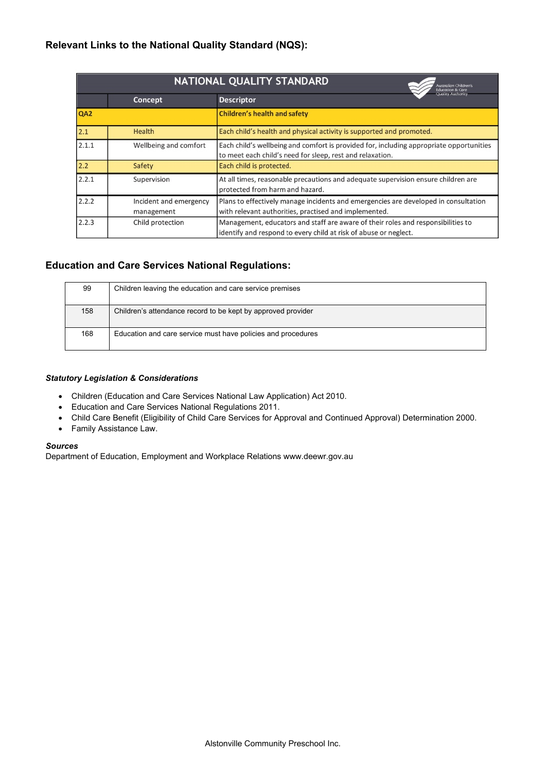**Relevant Links to the National Quality Standard (NQS):**

| NATIONAL QUALITY STANDARD | | |
|---|---|---|
| | **Concept** | **Descriptor** |
| **QA2** | | **Children's health and safety** |
| 2.1 | Health | Each child's health and physical activity is supported and promoted. |
| 2.1.1 | Wellbeing and comfort | Each child's wellbeing and comfort is provided for, including appropriate opportunities to meet each child's need for sleep, rest and relaxation. |
| 2.2 | Safety | Each child is protected. |
| 2.2.1 | Supervision | At all times, reasonable precautions and adequate supervision ensure children are protected from harm and hazard. |
| 2.2.2 | Incident and emergency management | Plans to effectively manage incidents and emergencies are developed in consultation with relevant authorities, practised and implemented. |
| 2.2.3 | Child protection | Management, educators and staff are aware of their roles and responsibilities to identify and respond to every child at risk of abuse or neglect. |

**Education and Care Services National Regulations:**

| | |
|---|---|
| 99 | Children leaving the education and care service premises |
| 158 | Children's attendance record to be kept by approved provider |
| 168 | Education and care service must have policies and procedures |

***Statutory Legislation & Considerations***

- Children (Education and Care Services National Law Application) Act 2010.
- Education and Care Services National Regulations 2011.
- Child Care Benefit (Eligibility of Child Care Services for Approval and Continued Approval) Determination 2000.
- Family Assistance Law.

***Sources***

Department of Education, Employment and Workplace Relations www.deewr.gov.au